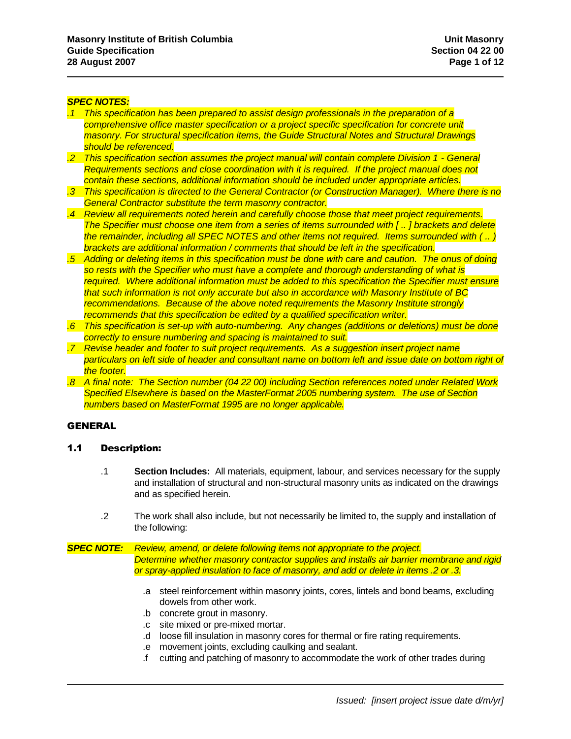***SPEC NOTES:***

*.1 This specification has been prepared to assist design professionals in the preparation of a comprehensive office master specification or a project specific specification for concrete unit masonry. For structural specification items, the Guide Structural Notes and Structural Drawings should be referenced.*

*.2 This specification section assumes the project manual will contain complete Division 1 - General Requirements sections and close coordination with it is required. If the project manual does not contain these sections, additional information should be included under appropriate articles.*

*.3 This specification is directed to the General Contractor (or Construction Manager). Where there is no General Contractor substitute the term masonry contractor.*

*.4 Review all requirements noted herein and carefully choose those that meet project requirements. The Specifier must choose one item from a series of items surrounded with [ .. ] brackets and delete the remainder, including all SPEC NOTES and other items not required. Items surrounded with ( .. ) brackets are additional information / comments that should be left in the specification.*

*.5 Adding or deleting items in this specification must be done with care and caution. The onus of doing so rests with the Specifier who must have a complete and thorough understanding of what is required. Where additional information must be added to this specification the Specifier must ensure that such information is not only accurate but also in accordance with Masonry Institute of BC recommendations. Because of the above noted requirements the Masonry Institute strongly recommends that this specification be edited by a qualified specification writer.*

*.6 This specification is set-up with auto-numbering. Any changes (additions or deletions) must be done correctly to ensure numbering and spacing is maintained to suit.*

*.7 Revise header and footer to suit project requirements. As a suggestion insert project name particulars on left side of header and consultant name on bottom left and issue date on bottom right of the footer.*

*.8 A final note: The Section number (04 22 00) including Section references noted under Related Work Specified Elsewhere is based on the MasterFormat 2005 numbering system. The use of Section numbers based on MasterFormat 1995 are no longer applicable.*

# GENERAL

## 1.1 Description:

.1 **Section Includes:** All materials, equipment, labour, and services necessary for the supply and installation of structural and non-structural masonry units as indicated on the drawings and as specified herein.

.2 The work shall also include, but not necessarily be limited to, the supply and installation of the following:

***SPEC NOTE:*** *Review, amend, or delete following items not appropriate to the project. Determine whether masonry contractor supplies and installs air barrier membrane and rigid or spray-applied insulation to face of masonry, and add or delete in items .2 or .3.*

- .a steel reinforcement within masonry joints, cores, lintels and bond beams, excluding dowels from other work.
- .b concrete grout in masonry.
- .c site mixed or pre-mixed mortar.
- .d loose fill insulation in masonry cores for thermal or fire rating requirements.
- .e movement joints, excluding caulking and sealant.
- .f cutting and patching of masonry to accommodate the work of other trades during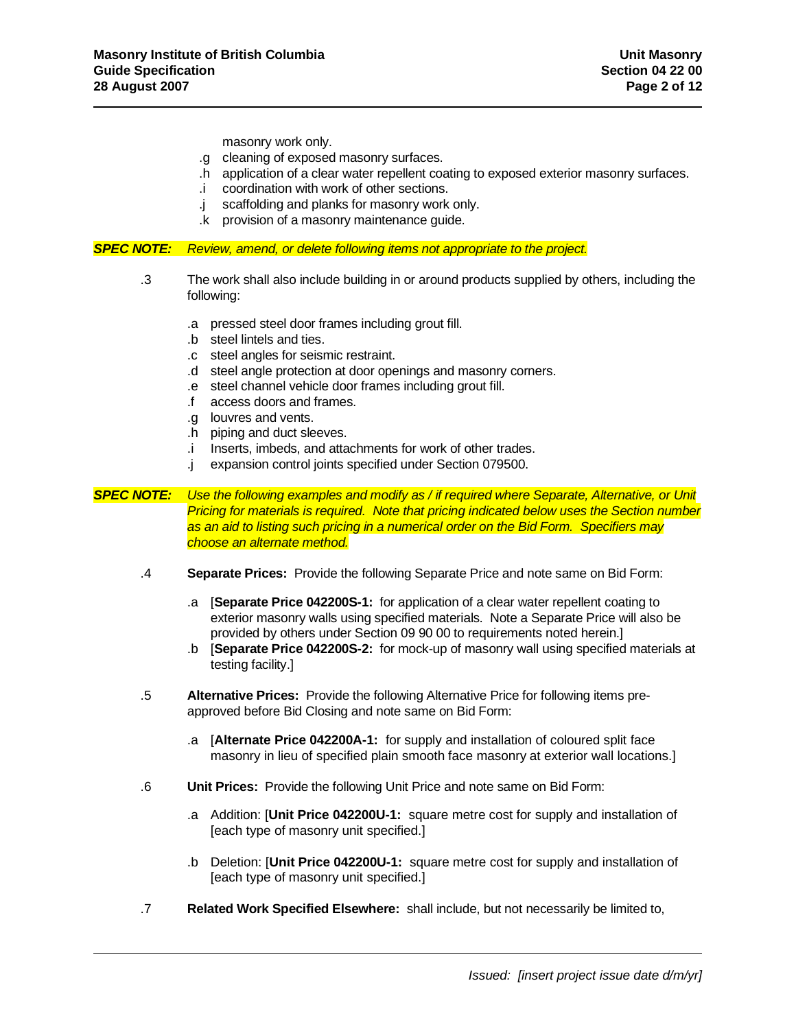masonry work only.

.g cleaning of exposed masonry surfaces.
.h application of a clear water repellent coating to exposed exterior masonry surfaces.
.i coordination with work of other sections.
.j scaffolding and planks for masonry work only.
.k provision of a masonry maintenance guide.

***SPEC NOTE:*** *Review, amend, or delete following items not appropriate to the project.*

.3 The work shall also include building in or around products supplied by others, including the following:

.a pressed steel door frames including grout fill.
.b steel lintels and ties.
.c steel angles for seismic restraint.
.d steel angle protection at door openings and masonry corners.
.e steel channel vehicle door frames including grout fill.
.f access doors and frames.
.g louvres and vents.
.h piping and duct sleeves.
.i Inserts, imbeds, and attachments for work of other trades.
.j expansion control joints specified under Section 079500.

***SPEC NOTE:*** *Use the following examples and modify as / if required where Separate, Alternative, or Unit Pricing for materials is required. Note that pricing indicated below uses the Section number as an aid to listing such pricing in a numerical order on the Bid Form. Specifiers may choose an alternate method.*

.4 **Separate Prices:** Provide the following Separate Price and note same on Bid Form:

.a [**Separate Price 042200S-1:** for application of a clear water repellent coating to exterior masonry walls using specified materials. Note a Separate Price will also be provided by others under Section 09 90 00 to requirements noted herein.]
.b [**Separate Price 042200S-2:** for mock-up of masonry wall using specified materials at testing facility.]

.5 **Alternative Prices:** Provide the following Alternative Price for following items pre-approved before Bid Closing and note same on Bid Form:

.a [**Alternate Price 042200A-1:** for supply and installation of coloured split face masonry in lieu of specified plain smooth face masonry at exterior wall locations.]

.6 **Unit Prices:** Provide the following Unit Price and note same on Bid Form:

.a Addition: [**Unit Price 042200U-1:** square metre cost for supply and installation of [each type of masonry unit specified.]

.b Deletion: [**Unit Price 042200U-1:** square metre cost for supply and installation of [each type of masonry unit specified.]

.7 **Related Work Specified Elsewhere:** shall include, but not necessarily be limited to,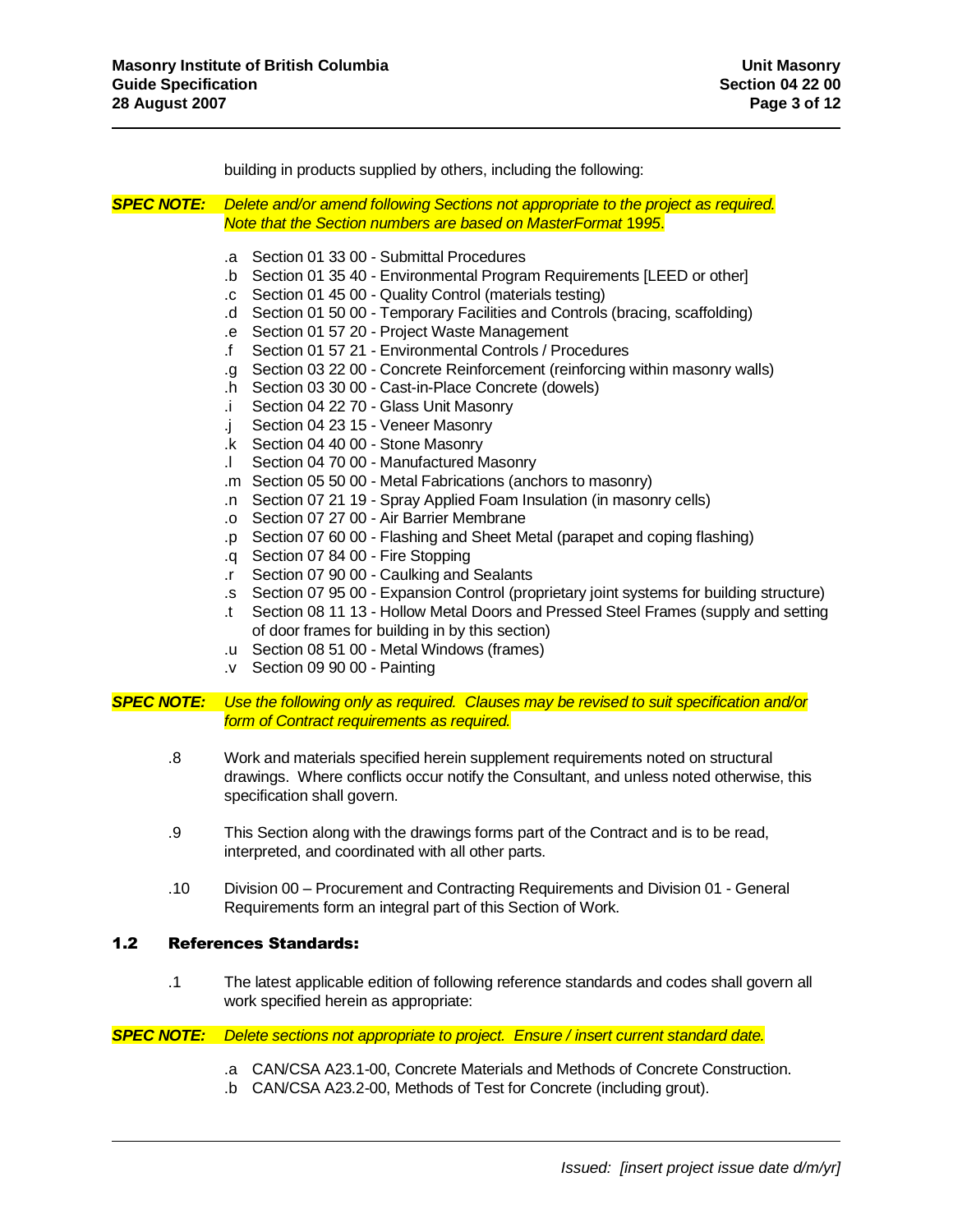building in products supplied by others, including the following:

***SPEC NOTE:*** *Delete and/or amend following Sections not appropriate to the project as required. Note that the Section numbers are based on MasterFormat 1995.*

.a Section 01 33 00 - Submittal Procedures
.b Section 01 35 40 - Environmental Program Requirements [LEED or other]
.c Section 01 45 00 - Quality Control (materials testing)
.d Section 01 50 00 - Temporary Facilities and Controls (bracing, scaffolding)
.e Section 01 57 20 - Project Waste Management
.f Section 01 57 21 - Environmental Controls / Procedures
.g Section 03 22 00 - Concrete Reinforcement (reinforcing within masonry walls)
.h Section 03 30 00 - Cast-in-Place Concrete (dowels)
.i Section 04 22 70 - Glass Unit Masonry
.j Section 04 23 15 - Veneer Masonry
.k Section 04 40 00 - Stone Masonry
.l Section 04 70 00 - Manufactured Masonry
.m Section 05 50 00 - Metal Fabrications (anchors to masonry)
.n Section 07 21 19 - Spray Applied Foam Insulation (in masonry cells)
.o Section 07 27 00 - Air Barrier Membrane
.p Section 07 60 00 - Flashing and Sheet Metal (parapet and coping flashing)
.q Section 07 84 00 - Fire Stopping
.r Section 07 90 00 - Caulking and Sealants
.s Section 07 95 00 - Expansion Control (proprietary joint systems for building structure)
.t Section 08 11 13 - Hollow Metal Doors and Pressed Steel Frames (supply and setting of door frames for building in by this section)
.u Section 08 51 00 - Metal Windows (frames)
.v Section 09 90 00 - Painting

***SPEC NOTE:*** *Use the following only as required. Clauses may be revised to suit specification and/or form of Contract requirements as required.*

.8 Work and materials specified herein supplement requirements noted on structural drawings. Where conflicts occur notify the Consultant, and unless noted otherwise, this specification shall govern.

.9 This Section along with the drawings forms part of the Contract and is to be read, interpreted, and coordinated with all other parts.

.10 Division 00 – Procurement and Contracting Requirements and Division 01 - General Requirements form an integral part of this Section of Work.

## 1.2 References Standards:

.1 The latest applicable edition of following reference standards and codes shall govern all work specified herein as appropriate:

***SPEC NOTE:*** *Delete sections not appropriate to project. Ensure / insert current standard date.*

.a CAN/CSA A23.1-00, Concrete Materials and Methods of Concrete Construction.
.b CAN/CSA A23.2-00, Methods of Test for Concrete (including grout).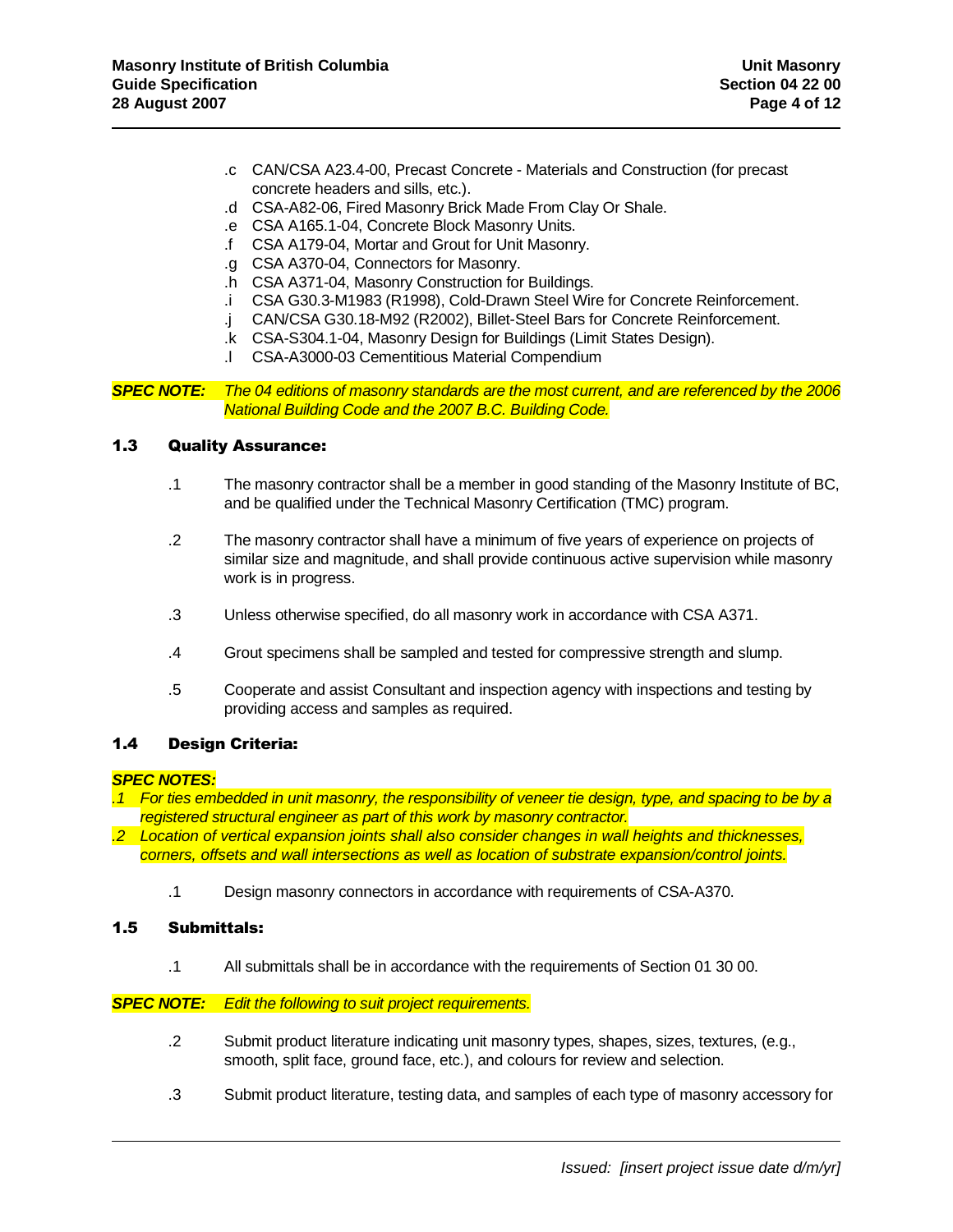.c CAN/CSA A23.4-00, Precast Concrete - Materials and Construction (for precast concrete headers and sills, etc.).
.d CSA-A82-06, Fired Masonry Brick Made From Clay Or Shale.
.e CSA A165.1-04, Concrete Block Masonry Units.
.f CSA A179-04, Mortar and Grout for Unit Masonry.
.g CSA A370-04, Connectors for Masonry.
.h CSA A371-04, Masonry Construction for Buildings.
.i CSA G30.3-M1983 (R1998), Cold-Drawn Steel Wire for Concrete Reinforcement.
.j CAN/CSA G30.18-M92 (R2002), Billet-Steel Bars for Concrete Reinforcement.
.k CSA-S304.1-04, Masonry Design for Buildings (Limit States Design).
.l CSA-A3000-03 Cementitious Material Compendium

***SPEC NOTE:*** *The 04 editions of masonry standards are the most current, and are referenced by the 2006 National Building Code and the 2007 B.C. Building Code.*

## 1.3 Quality Assurance:

.1 The masonry contractor shall be a member in good standing of the Masonry Institute of BC, and be qualified under the Technical Masonry Certification (TMC) program.

.2 The masonry contractor shall have a minimum of five years of experience on projects of similar size and magnitude, and shall provide continuous active supervision while masonry work is in progress.

.3 Unless otherwise specified, do all masonry work in accordance with CSA A371.

.4 Grout specimens shall be sampled and tested for compressive strength and slump.

.5 Cooperate and assist Consultant and inspection agency with inspections and testing by providing access and samples as required.

## 1.4 Design Criteria:

***SPEC NOTES:***

*.1 For ties embedded in unit masonry, the responsibility of veneer tie design, type, and spacing to be by a registered structural engineer as part of this work by masonry contractor.*

*.2 Location of vertical expansion joints shall also consider changes in wall heights and thicknesses, corners, offsets and wall intersections as well as location of substrate expansion/control joints.*

.1 Design masonry connectors in accordance with requirements of CSA-A370.

## 1.5 Submittals:

.1 All submittals shall be in accordance with the requirements of Section 01 30 00.

***SPEC NOTE:*** *Edit the following to suit project requirements.*

.2 Submit product literature indicating unit masonry types, shapes, sizes, textures, (e.g., smooth, split face, ground face, etc.), and colours for review and selection.

.3 Submit product literature, testing data, and samples of each type of masonry accessory for

*Issued: [insert project issue date d/m/yr]*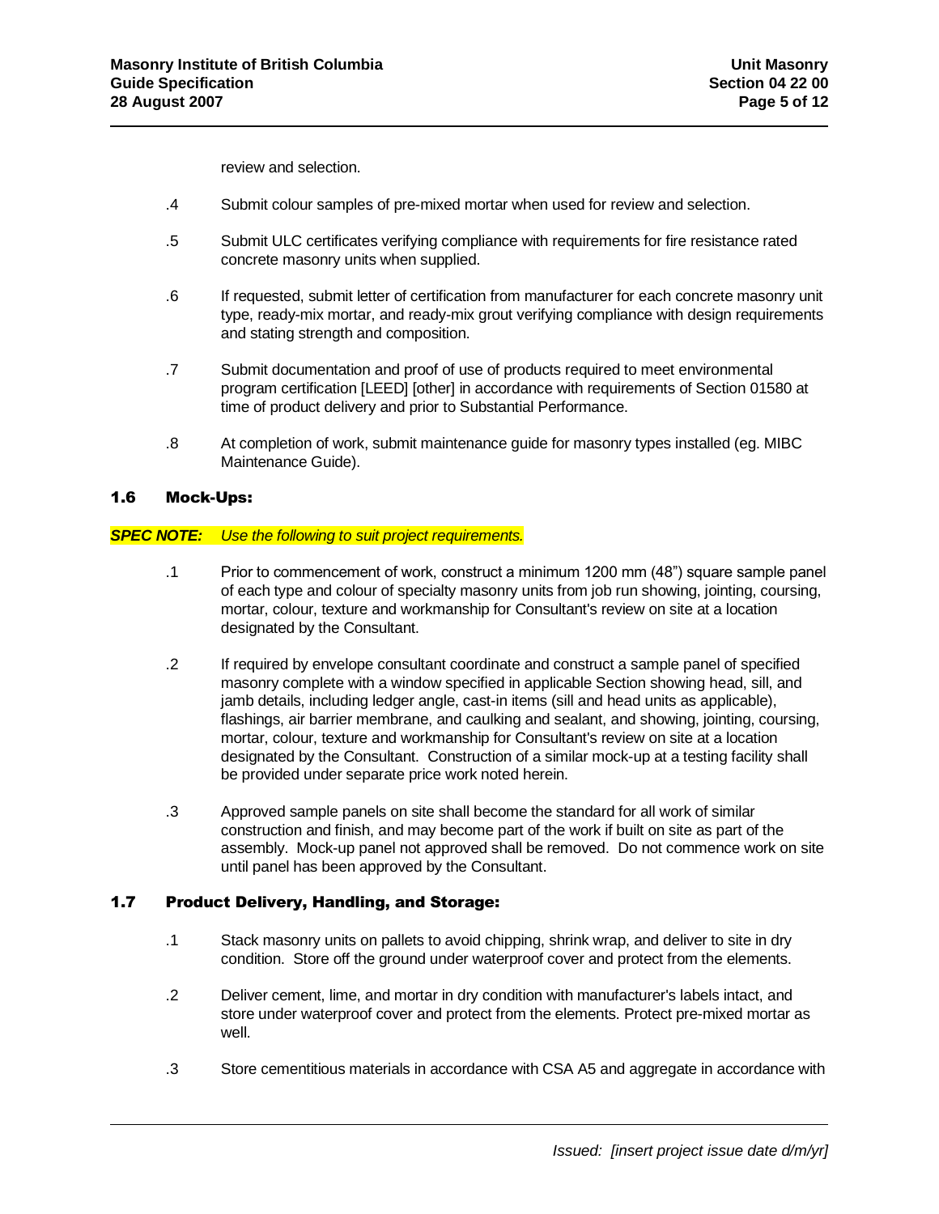review and selection.

.4 Submit colour samples of pre-mixed mortar when used for review and selection.

.5 Submit ULC certificates verifying compliance with requirements for fire resistance rated concrete masonry units when supplied.

.6 If requested, submit letter of certification from manufacturer for each concrete masonry unit type, ready-mix mortar, and ready-mix grout verifying compliance with design requirements and stating strength and composition.

.7 Submit documentation and proof of use of products required to meet environmental program certification [LEED] [other] in accordance with requirements of Section 01580 at time of product delivery and prior to Substantial Performance.

.8 At completion of work, submit maintenance guide for masonry types installed (eg. MIBC Maintenance Guide).

## 1.6 Mock-Ups:

***SPEC NOTE:*** *Use the following to suit project requirements.*

.1 Prior to commencement of work, construct a minimum 1200 mm (48”) square sample panel of each type and colour of specialty masonry units from job run showing, jointing, coursing, mortar, colour, texture and workmanship for Consultant's review on site at a location designated by the Consultant.

.2 If required by envelope consultant coordinate and construct a sample panel of specified masonry complete with a window specified in applicable Section showing head, sill, and jamb details, including ledger angle, cast-in items (sill and head units as applicable), flashings, air barrier membrane, and caulking and sealant, and showing, jointing, coursing, mortar, colour, texture and workmanship for Consultant's review on site at a location designated by the Consultant. Construction of a similar mock-up at a testing facility shall be provided under separate price work noted herein.

.3 Approved sample panels on site shall become the standard for all work of similar construction and finish, and may become part of the work if built on site as part of the assembly. Mock-up panel not approved shall be removed. Do not commence work on site until panel has been approved by the Consultant.

## 1.7 Product Delivery, Handling, and Storage:

.1 Stack masonry units on pallets to avoid chipping, shrink wrap, and deliver to site in dry condition. Store off the ground under waterproof cover and protect from the elements.

.2 Deliver cement, lime, and mortar in dry condition with manufacturer's labels intact, and store under waterproof cover and protect from the elements. Protect pre-mixed mortar as well.

.3 Store cementitious materials in accordance with CSA A5 and aggregate in accordance with

*Issued: [insert project issue date d/m/yr]*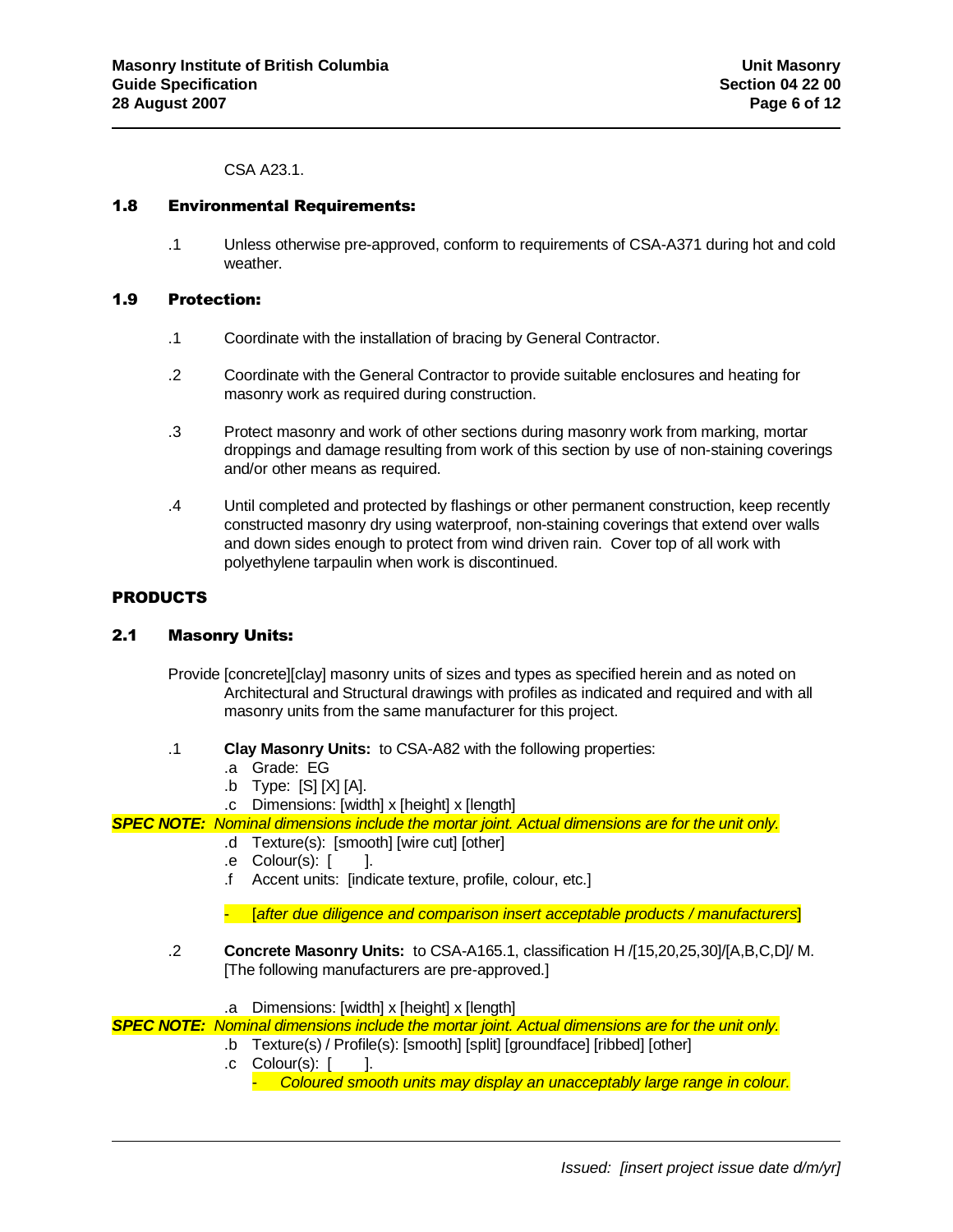CSA A23.1.

## 1.8 Environmental Requirements:

.1 Unless otherwise pre-approved, conform to requirements of CSA-A371 during hot and cold weather.

## 1.9 Protection:

.1 Coordinate with the installation of bracing by General Contractor.

.2 Coordinate with the General Contractor to provide suitable enclosures and heating for masonry work as required during construction.

.3 Protect masonry and work of other sections during masonry work from marking, mortar droppings and damage resulting from work of this section by use of non-staining coverings and/or other means as required.

.4 Until completed and protected by flashings or other permanent construction, keep recently constructed masonry dry using waterproof, non-staining coverings that extend over walls and down sides enough to protect from wind driven rain. Cover top of all work with polyethylene tarpaulin when work is discontinued.

# PRODUCTS

## 2.1 Masonry Units:

Provide [concrete][clay] masonry units of sizes and types as specified herein and as noted on Architectural and Structural drawings with profiles as indicated and required and with all masonry units from the same manufacturer for this project.

.1 **Clay Masonry Units:** to CSA-A82 with the following properties:

.a Grade: EG

.b Type: [S] [X] [A].

.c Dimensions: [width] x [height] x [length]

***SPEC NOTE:*** *Nominal dimensions include the mortar joint. Actual dimensions are for the unit only.*

.d Texture(s): [smooth] [wire cut] [other]

.e Colour(s): [ ].

.f Accent units: [indicate texture, profile, colour, etc.]

- [*after due diligence and comparison insert acceptable products / manufacturers*]

.2 **Concrete Masonry Units:** to CSA-A165.1, classification H /[15,20,25,30]/[A,B,C,D]/ M. [The following manufacturers are pre-approved.]

.a Dimensions: [width] x [height] x [length]

***SPEC NOTE:*** *Nominal dimensions include the mortar joint. Actual dimensions are for the unit only.*

.b Texture(s) / Profile(s): [smooth] [split] [groundface] [ribbed] [other]

.c Colour(s): [ ].

- *Coloured smooth units may display an unacceptably large range in colour.*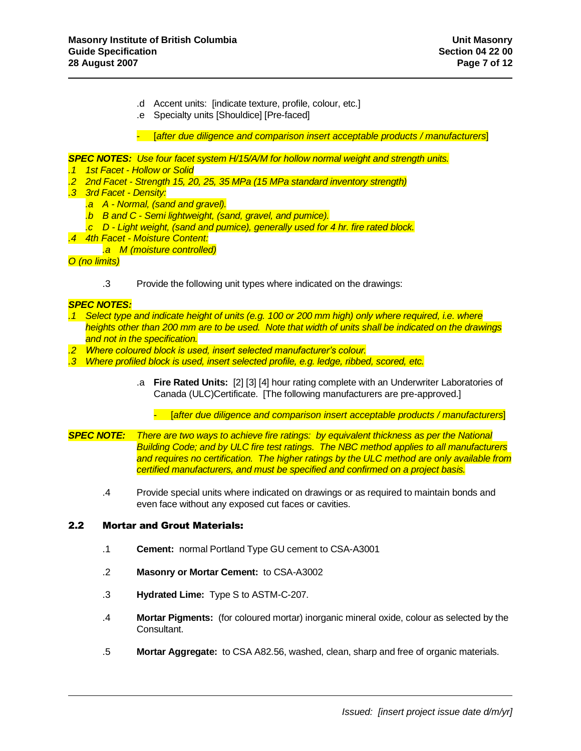.d Accent units: [indicate texture, profile, colour, etc.]

.e Specialty units [Shouldice] [Pre-faced]

- [*after due diligence and comparison insert acceptable products / manufacturers*]

***SPEC NOTES:*** *Use four facet system H/15/A/M for hollow normal weight and strength units.*

*.1 1st Facet - Hollow or Solid*

*.2 2nd Facet - Strength 15, 20, 25, 35 MPa (15 MPa standard inventory strength)*

*.3 3rd Facet - Density:*

*.a A - Normal, (sand and gravel).*

*.b B and C - Semi lightweight, (sand, gravel, and pumice).*

*.c D - Light weight, (sand and pumice), generally used for 4 hr. fire rated block.*

*.4 4th Facet - Moisture Content:*

*.a M (moisture controlled)*

*O (no limits)*

.3 Provide the following unit types where indicated on the drawings:

***SPEC NOTES:***

*.1 Select type and indicate height of units (e.g. 100 or 200 mm high) only where required, i.e. where heights other than 200 mm are to be used. Note that width of units shall be indicated on the drawings and not in the specification.*

*.2 Where coloured block is used, insert selected manufacturer's colour.*

*.3 Where profiled block is used, insert selected profile, e.g. ledge, ribbed, scored, etc.*

.a **Fire Rated Units:** [2] [3] [4] hour rating complete with an Underwriter Laboratories of Canada (ULC)Certificate. [The following manufacturers are pre-approved.]

- [*after due diligence and comparison insert acceptable products / manufacturers*]

***SPEC NOTE:*** *There are two ways to achieve fire ratings: by equivalent thickness as per the National Building Code; and by ULC fire test ratings. The NBC method applies to all manufacturers and requires no certification. The higher ratings by the ULC method are only available from certified manufacturers, and must be specified and confirmed on a project basis.*

.4 Provide special units where indicated on drawings or as required to maintain bonds and even face without any exposed cut faces or cavities.

## 2.2 Mortar and Grout Materials:

.1 **Cement:** normal Portland Type GU cement to CSA-A3001

.2 **Masonry or Mortar Cement:** to CSA-A3002

.3 **Hydrated Lime:** Type S to ASTM-C-207.

.4 **Mortar Pigments:** (for coloured mortar) inorganic mineral oxide, colour as selected by the Consultant.

.5 **Mortar Aggregate:** to CSA A82.56, washed, clean, sharp and free of organic materials.

*Issued: [insert project issue date d/m/yr]*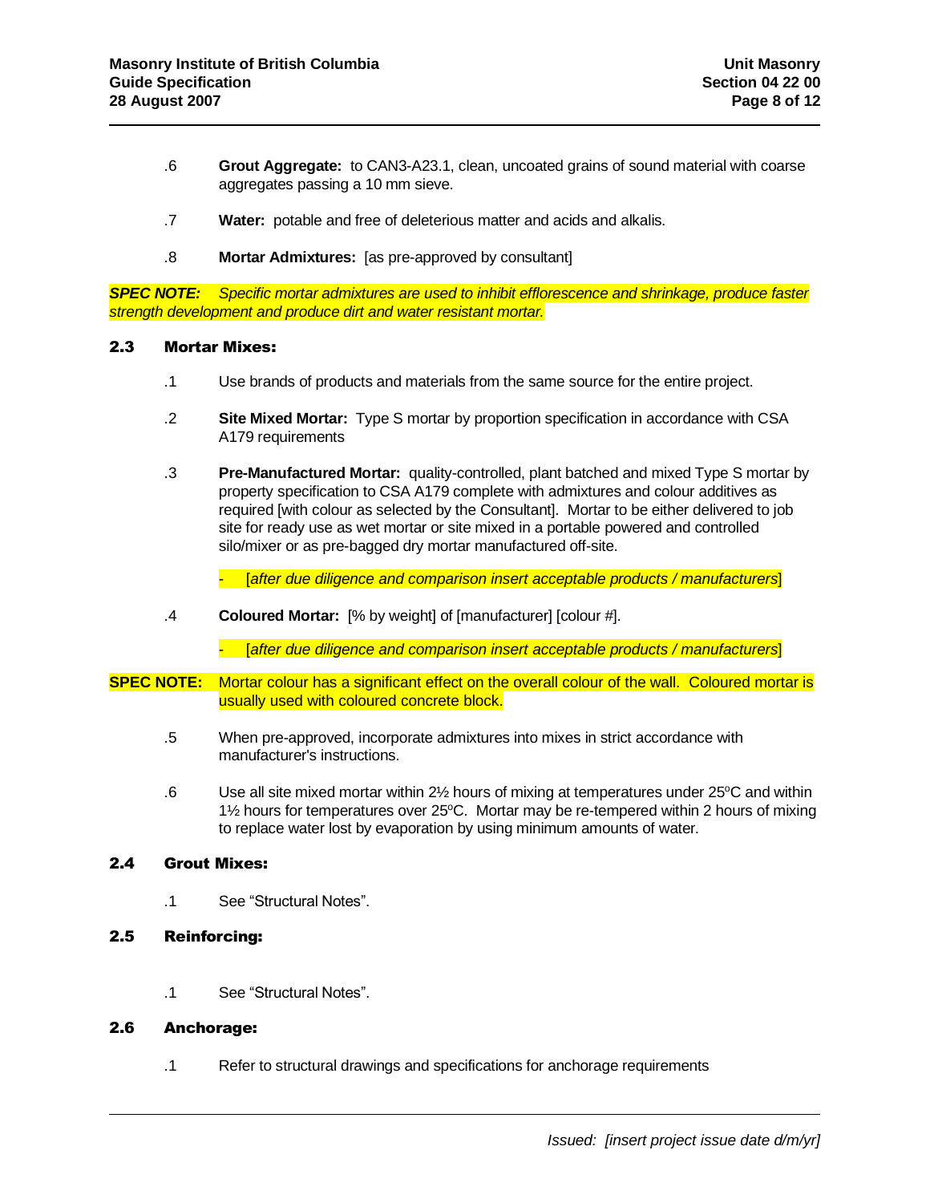.6 **Grout Aggregate:** to CAN3-A23.1, clean, uncoated grains of sound material with coarse aggregates passing a 10 mm sieve.

.7 **Water:** potable and free of deleterious matter and acids and alkalis.

.8 **Mortar Admixtures:** [as pre-approved by consultant]

***SPEC NOTE:*** *Specific mortar admixtures are used to inhibit efflorescence and shrinkage, produce faster strength development and produce dirt and water resistant mortar.*

## 2.3 Mortar Mixes:

.1 Use brands of products and materials from the same source for the entire project.

.2 **Site Mixed Mortar:** Type S mortar by proportion specification in accordance with CSA A179 requirements

.3 **Pre-Manufactured Mortar:** quality-controlled, plant batched and mixed Type S mortar by property specification to CSA A179 complete with admixtures and colour additives as required [with colour as selected by the Consultant]. Mortar to be either delivered to job site for ready use as wet mortar or site mixed in a portable powered and controlled silo/mixer or as pre-bagged dry mortar manufactured off-site.

- [*after due diligence and comparison insert acceptable products / manufacturers*]

.4 **Coloured Mortar:** [% by weight] of [manufacturer] [colour #].

- [*after due diligence and comparison insert acceptable products / manufacturers*]

**SPEC NOTE:** Mortar colour has a significant effect on the overall colour of the wall. Coloured mortar is usually used with coloured concrete block.

.5 When pre-approved, incorporate admixtures into mixes in strict accordance with manufacturer's instructions.

.6 Use all site mixed mortar within 2½ hours of mixing at temperatures under 25°C and within 1½ hours for temperatures over 25°C. Mortar may be re-tempered within 2 hours of mixing to replace water lost by evaporation by using minimum amounts of water.

## 2.4 Grout Mixes:

.1 See “Structural Notes”.

## 2.5 Reinforcing:

.1 See “Structural Notes”.

## 2.6 Anchorage:

.1 Refer to structural drawings and specifications for anchorage requirements

*Issued: [insert project issue date d/m/yr]*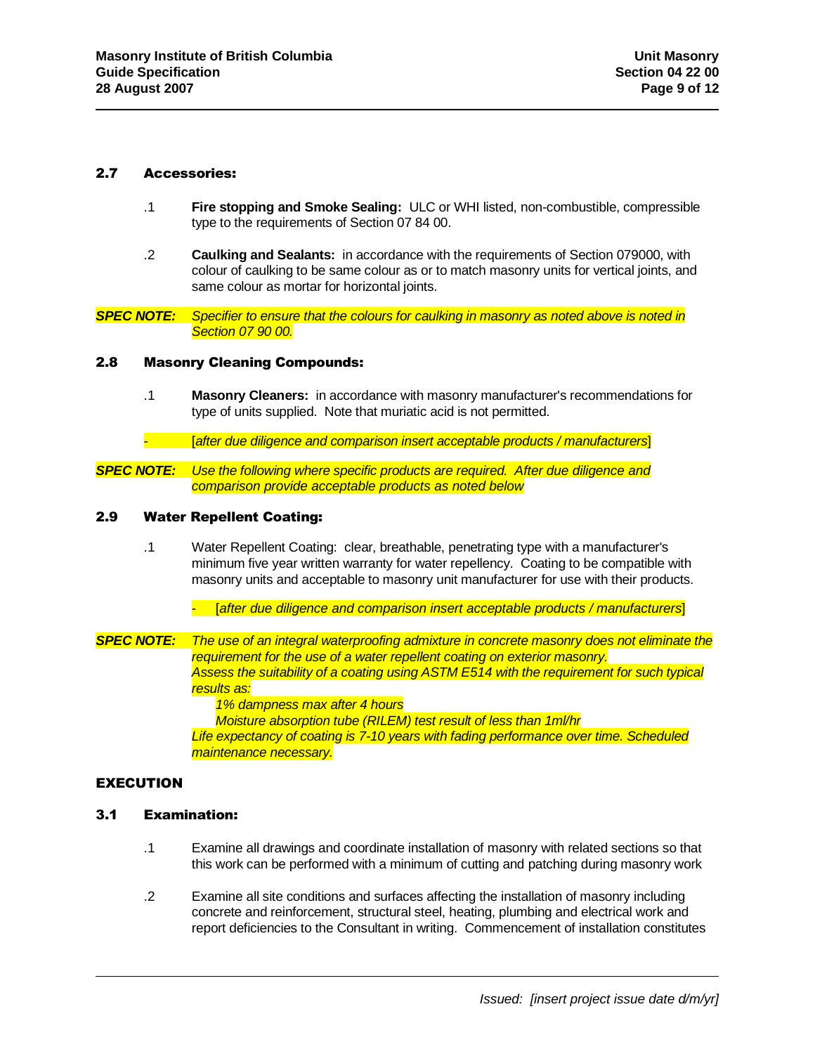## 2.7 Accessories:

.1 **Fire stopping and Smoke Sealing:** ULC or WHI listed, non-combustible, compressible type to the requirements of Section 07 84 00.

.2 **Caulking and Sealants:** in accordance with the requirements of Section 079000, with colour of caulking to be same colour as or to match masonry units for vertical joints, and same colour as mortar for horizontal joints.

***SPEC NOTE:*** *Specifier to ensure that the colours for caulking in masonry as noted above is noted in Section 07 90 00.*

## 2.8 Masonry Cleaning Compounds:

.1 **Masonry Cleaners:** in accordance with masonry manufacturer's recommendations for type of units supplied. Note that muriatic acid is not permitted.

- [*after due diligence and comparison insert acceptable products / manufacturers*]

***SPEC NOTE:*** *Use the following where specific products are required. After due diligence and comparison provide acceptable products as noted below*

## 2.9 Water Repellent Coating:

.1 Water Repellent Coating: clear, breathable, penetrating type with a manufacturer's minimum five year written warranty for water repellency. Coating to be compatible with masonry units and acceptable to masonry unit manufacturer for use with their products.

- [*after due diligence and comparison insert acceptable products / manufacturers*]

***SPEC NOTE:*** *The use of an integral waterproofing admixture in concrete masonry does not eliminate the requirement for the use of a water repellent coating on exterior masonry.*
*Assess the suitability of a coating using ASTM E514 with the requirement for such typical results as:*
*1% dampness max after 4 hours*
*Moisture absorption tube (RILEM) test result of less than 1ml/hr*
*Life expectancy of coating is 7-10 years with fading performance over time. Scheduled maintenance necessary.*

# EXECUTION

## 3.1 Examination:

.1 Examine all drawings and coordinate installation of masonry with related sections so that this work can be performed with a minimum of cutting and patching during masonry work

.2 Examine all site conditions and surfaces affecting the installation of masonry including concrete and reinforcement, structural steel, heating, plumbing and electrical work and report deficiencies to the Consultant in writing. Commencement of installation constitutes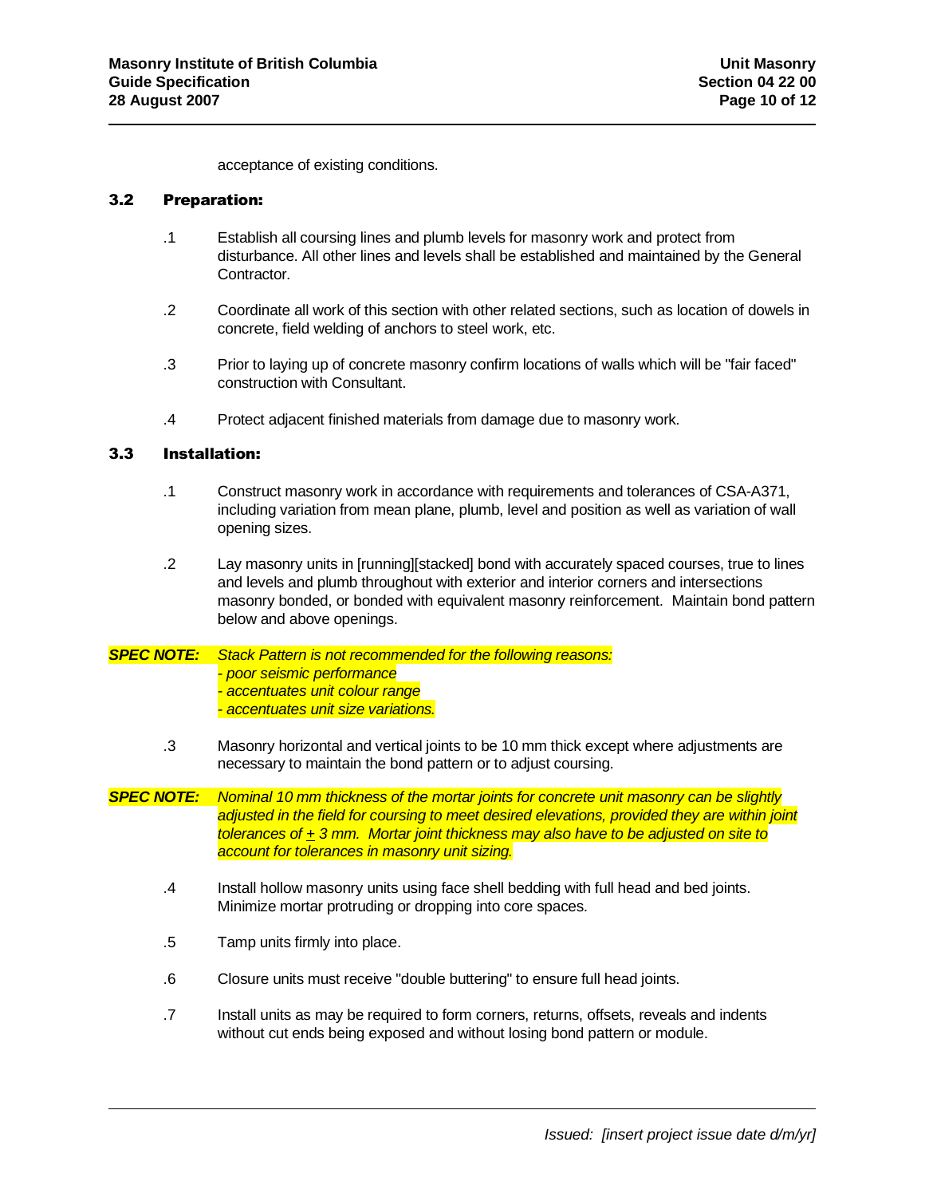acceptance of existing conditions.

### 3.2 Preparation:

.1 Establish all coursing lines and plumb levels for masonry work and protect from disturbance. All other lines and levels shall be established and maintained by the General Contractor.

.2 Coordinate all work of this section with other related sections, such as location of dowels in concrete, field welding of anchors to steel work, etc.

.3 Prior to laying up of concrete masonry confirm locations of walls which will be "fair faced" construction with Consultant.

.4 Protect adjacent finished materials from damage due to masonry work.

### 3.3 Installation:

.1 Construct masonry work in accordance with requirements and tolerances of CSA-A371, including variation from mean plane, plumb, level and position as well as variation of wall opening sizes.

.2 Lay masonry units in [running][stacked] bond with accurately spaced courses, true to lines and levels and plumb throughout with exterior and interior corners and intersections masonry bonded, or bonded with equivalent masonry reinforcement. Maintain bond pattern below and above openings.

***SPEC NOTE:*** *Stack Pattern is not recommended for the following reasons:*
*- poor seismic performance*
*- accentuates unit colour range*
*- accentuates unit size variations.*

.3 Masonry horizontal and vertical joints to be 10 mm thick except where adjustments are necessary to maintain the bond pattern or to adjust coursing.

***SPEC NOTE:*** *Nominal 10 mm thickness of the mortar joints for concrete unit masonry can be slightly adjusted in the field for coursing to meet desired elevations, provided they are within joint tolerances of ± 3 mm. Mortar joint thickness may also have to be adjusted on site to account for tolerances in masonry unit sizing.*

.4 Install hollow masonry units using face shell bedding with full head and bed joints. Minimize mortar protruding or dropping into core spaces.

.5 Tamp units firmly into place.

.6 Closure units must receive "double buttering" to ensure full head joints.

.7 Install units as may be required to form corners, returns, offsets, reveals and indents without cut ends being exposed and without losing bond pattern or module.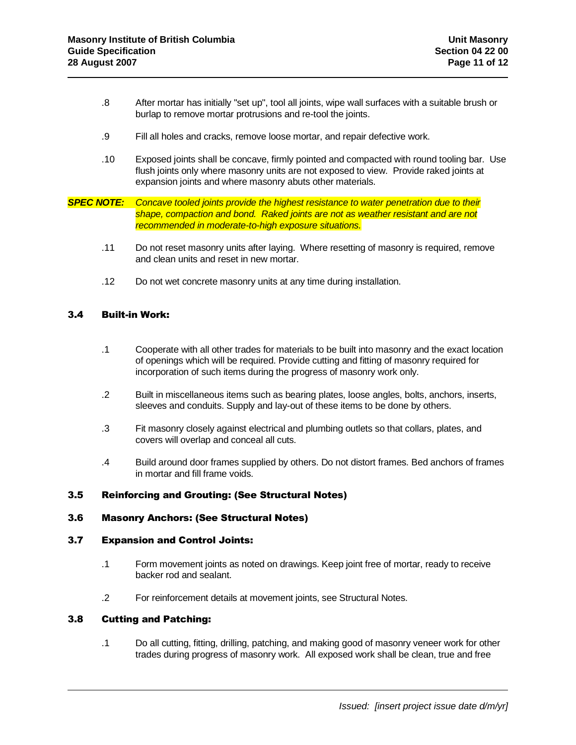.8 After mortar has initially "set up", tool all joints, wipe wall surfaces with a suitable brush or burlap to remove mortar protrusions and re-tool the joints.

.9 Fill all holes and cracks, remove loose mortar, and repair defective work.

.10 Exposed joints shall be concave, firmly pointed and compacted with round tooling bar. Use flush joints only where masonry units are not exposed to view. Provide raked joints at expansion joints and where masonry abuts other materials.

***SPEC NOTE:*** *Concave tooled joints provide the highest resistance to water penetration due to their shape, compaction and bond. Raked joints are not as weather resistant and are not recommended in moderate-to-high exposure situations.*

.11 Do not reset masonry units after laying. Where resetting of masonry is required, remove and clean units and reset in new mortar.

.12 Do not wet concrete masonry units at any time during installation.

### 3.4 Built-in Work:

.1 Cooperate with all other trades for materials to be built into masonry and the exact location of openings which will be required. Provide cutting and fitting of masonry required for incorporation of such items during the progress of masonry work only.

.2 Built in miscellaneous items such as bearing plates, loose angles, bolts, anchors, inserts, sleeves and conduits. Supply and lay-out of these items to be done by others.

.3 Fit masonry closely against electrical and plumbing outlets so that collars, plates, and covers will overlap and conceal all cuts.

.4 Build around door frames supplied by others. Do not distort frames. Bed anchors of frames in mortar and fill frame voids.

### 3.5 Reinforcing and Grouting: (See Structural Notes)

### 3.6 Masonry Anchors: (See Structural Notes)

### 3.7 Expansion and Control Joints:

.1 Form movement joints as noted on drawings. Keep joint free of mortar, ready to receive backer rod and sealant.

.2 For reinforcement details at movement joints, see Structural Notes.

### 3.8 Cutting and Patching:

.1 Do all cutting, fitting, drilling, patching, and making good of masonry veneer work for other trades during progress of masonry work. All exposed work shall be clean, true and free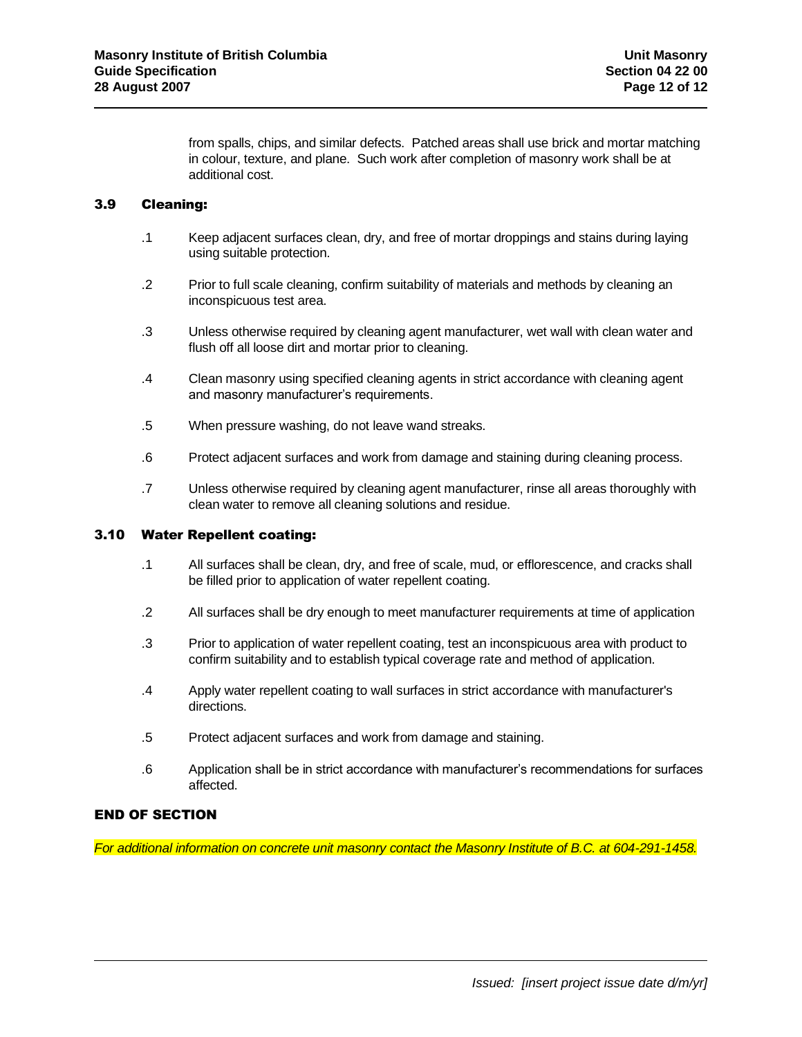from spalls, chips, and similar defects. Patched areas shall use brick and mortar matching in colour, texture, and plane. Such work after completion of masonry work shall be at additional cost.

### 3.9 Cleaning:

.1 Keep adjacent surfaces clean, dry, and free of mortar droppings and stains during laying using suitable protection.

.2 Prior to full scale cleaning, confirm suitability of materials and methods by cleaning an inconspicuous test area.

.3 Unless otherwise required by cleaning agent manufacturer, wet wall with clean water and flush off all loose dirt and mortar prior to cleaning.

.4 Clean masonry using specified cleaning agents in strict accordance with cleaning agent and masonry manufacturer's requirements.

.5 When pressure washing, do not leave wand streaks.

.6 Protect adjacent surfaces and work from damage and staining during cleaning process.

.7 Unless otherwise required by cleaning agent manufacturer, rinse all areas thoroughly with clean water to remove all cleaning solutions and residue.

### 3.10 Water Repellent coating:

.1 All surfaces shall be clean, dry, and free of scale, mud, or efflorescence, and cracks shall be filled prior to application of water repellent coating.

.2 All surfaces shall be dry enough to meet manufacturer requirements at time of application

.3 Prior to application of water repellent coating, test an inconspicuous area with product to confirm suitability and to establish typical coverage rate and method of application.

.4 Apply water repellent coating to wall surfaces in strict accordance with manufacturer's directions.

.5 Protect adjacent surfaces and work from damage and staining.

.6 Application shall be in strict accordance with manufacturer's recommendations for surfaces affected.

**END OF SECTION**

*For additional information on concrete unit masonry contact the Masonry Institute of B.C. at 604-291-1458.*

*Issued: [insert project issue date d/m/yr]*